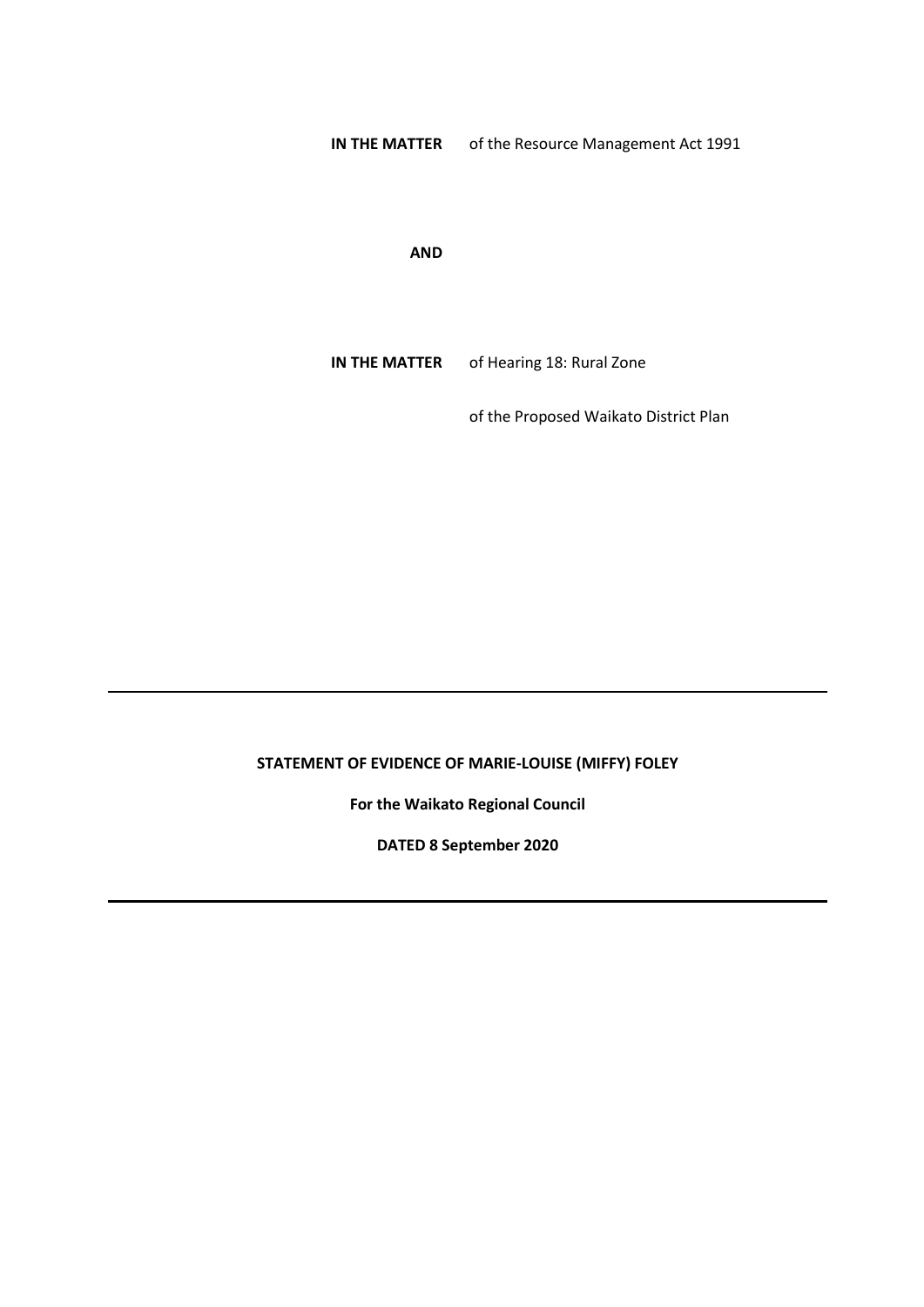**IN THE MATTER** of the Resource Management Act 1991

**AND**

**IN THE MATTER** of Hearing 18: Rural Zone

of the Proposed Waikato District Plan

---

**STATEMENT OF EVIDENCE OF MARIE-LOUISE (MIFFY) FOLEY**

**For the Waikato Regional Council**

**DATED 8 September 2020**

---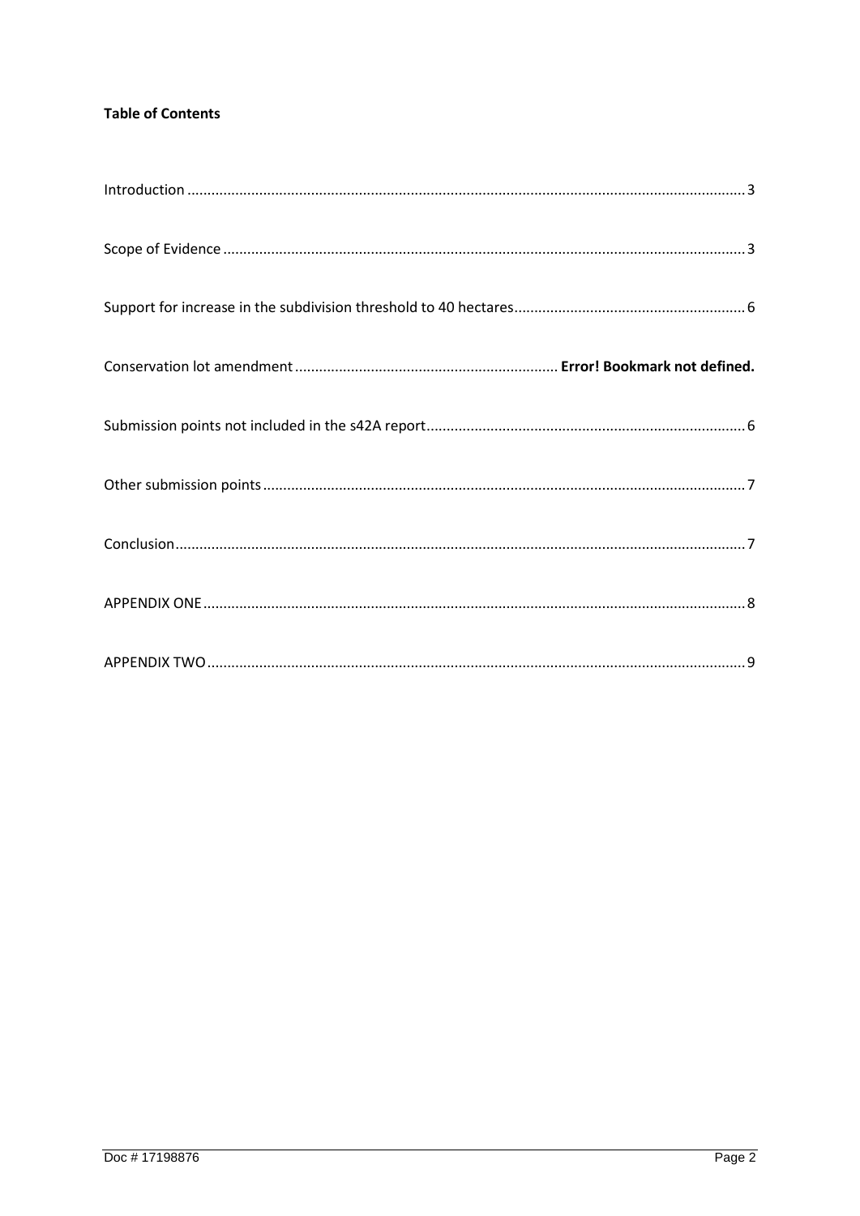**Table of Contents**

Introduction ........................................................................................................................................... 3

Scope of Evidence ................................................................................................................................. 3

Support for increase in the subdivision threshold to 40 hectares......................................................... 6

Conservation lot amendment ................................................................ **Error! Bookmark not defined.**

Submission points not included in the s42A report............................................................................... 6

Other submission points ....................................................................................................................... 7

Conclusion............................................................................................................................................. 7

APPENDIX ONE ..................................................................................................................................... 8

APPENDIX TWO ..................................................................................................................................... 9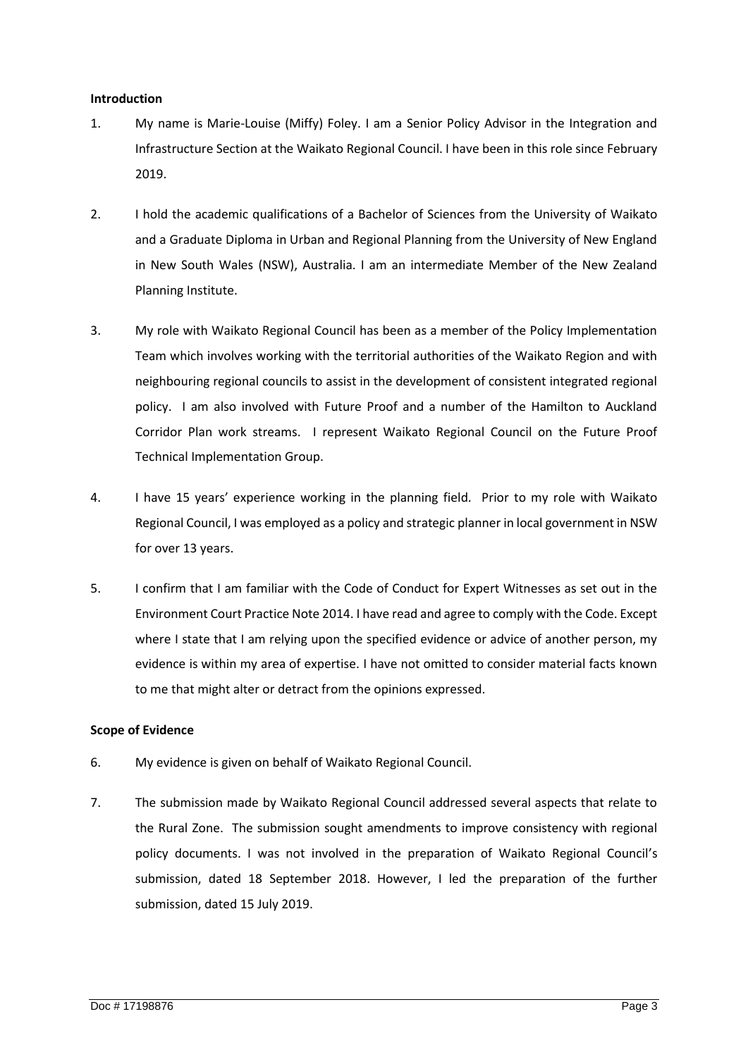**Introduction**

1. My name is Marie-Louise (Miffy) Foley. I am a Senior Policy Advisor in the Integration and Infrastructure Section at the Waikato Regional Council. I have been in this role since February 2019.

2. I hold the academic qualifications of a Bachelor of Sciences from the University of Waikato and a Graduate Diploma in Urban and Regional Planning from the University of New England in New South Wales (NSW), Australia. I am an intermediate Member of the New Zealand Planning Institute.

3. My role with Waikato Regional Council has been as a member of the Policy Implementation Team which involves working with the territorial authorities of the Waikato Region and with neighbouring regional councils to assist in the development of consistent integrated regional policy. I am also involved with Future Proof and a number of the Hamilton to Auckland Corridor Plan work streams. I represent Waikato Regional Council on the Future Proof Technical Implementation Group.

4. I have 15 years' experience working in the planning field. Prior to my role with Waikato Regional Council, I was employed as a policy and strategic planner in local government in NSW for over 13 years.

5. I confirm that I am familiar with the Code of Conduct for Expert Witnesses as set out in the Environment Court Practice Note 2014. I have read and agree to comply with the Code. Except where I state that I am relying upon the specified evidence or advice of another person, my evidence is within my area of expertise. I have not omitted to consider material facts known to me that might alter or detract from the opinions expressed.

**Scope of Evidence**

6. My evidence is given on behalf of Waikato Regional Council.

7. The submission made by Waikato Regional Council addressed several aspects that relate to the Rural Zone. The submission sought amendments to improve consistency with regional policy documents. I was not involved in the preparation of Waikato Regional Council's submission, dated 18 September 2018. However, I led the preparation of the further submission, dated 15 July 2019.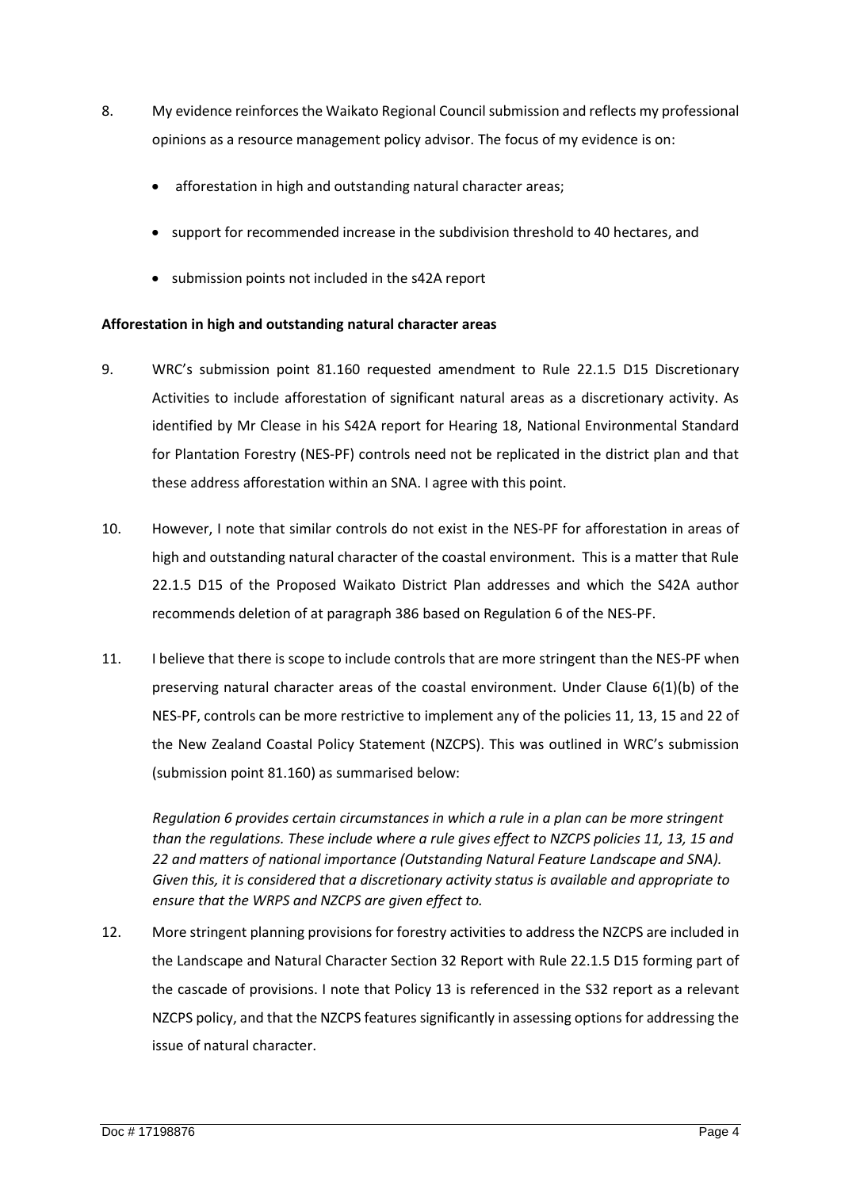8. My evidence reinforces the Waikato Regional Council submission and reflects my professional opinions as a resource management policy advisor. The focus of my evidence is on:

   - afforestation in high and outstanding natural character areas;
   - support for recommended increase in the subdivision threshold to 40 hectares, and
   - submission points not included in the s42A report

**Afforestation in high and outstanding natural character areas**

9. WRC's submission point 81.160 requested amendment to Rule 22.1.5 D15 Discretionary Activities to include afforestation of significant natural areas as a discretionary activity. As identified by Mr Clease in his S42A report for Hearing 18, National Environmental Standard for Plantation Forestry (NES-PF) controls need not be replicated in the district plan and that these address afforestation within an SNA. I agree with this point.

10. However, I note that similar controls do not exist in the NES-PF for afforestation in areas of high and outstanding natural character of the coastal environment. This is a matter that Rule 22.1.5 D15 of the Proposed Waikato District Plan addresses and which the S42A author recommends deletion of at paragraph 386 based on Regulation 6 of the NES-PF.

11. I believe that there is scope to include controls that are more stringent than the NES-PF when preserving natural character areas of the coastal environment. Under Clause 6(1)(b) of the NES-PF, controls can be more restrictive to implement any of the policies 11, 13, 15 and 22 of the New Zealand Coastal Policy Statement (NZCPS). This was outlined in WRC's submission (submission point 81.160) as summarised below:

    *Regulation 6 provides certain circumstances in which a rule in a plan can be more stringent than the regulations. These include where a rule gives effect to NZCPS policies 11, 13, 15 and 22 and matters of national importance (Outstanding Natural Feature Landscape and SNA). Given this, it is considered that a discretionary activity status is available and appropriate to ensure that the WRPS and NZCPS are given effect to.*

12. More stringent planning provisions for forestry activities to address the NZCPS are included in the Landscape and Natural Character Section 32 Report with Rule 22.1.5 D15 forming part of the cascade of provisions. I note that Policy 13 is referenced in the S32 report as a relevant NZCPS policy, and that the NZCPS features significantly in assessing options for addressing the issue of natural character.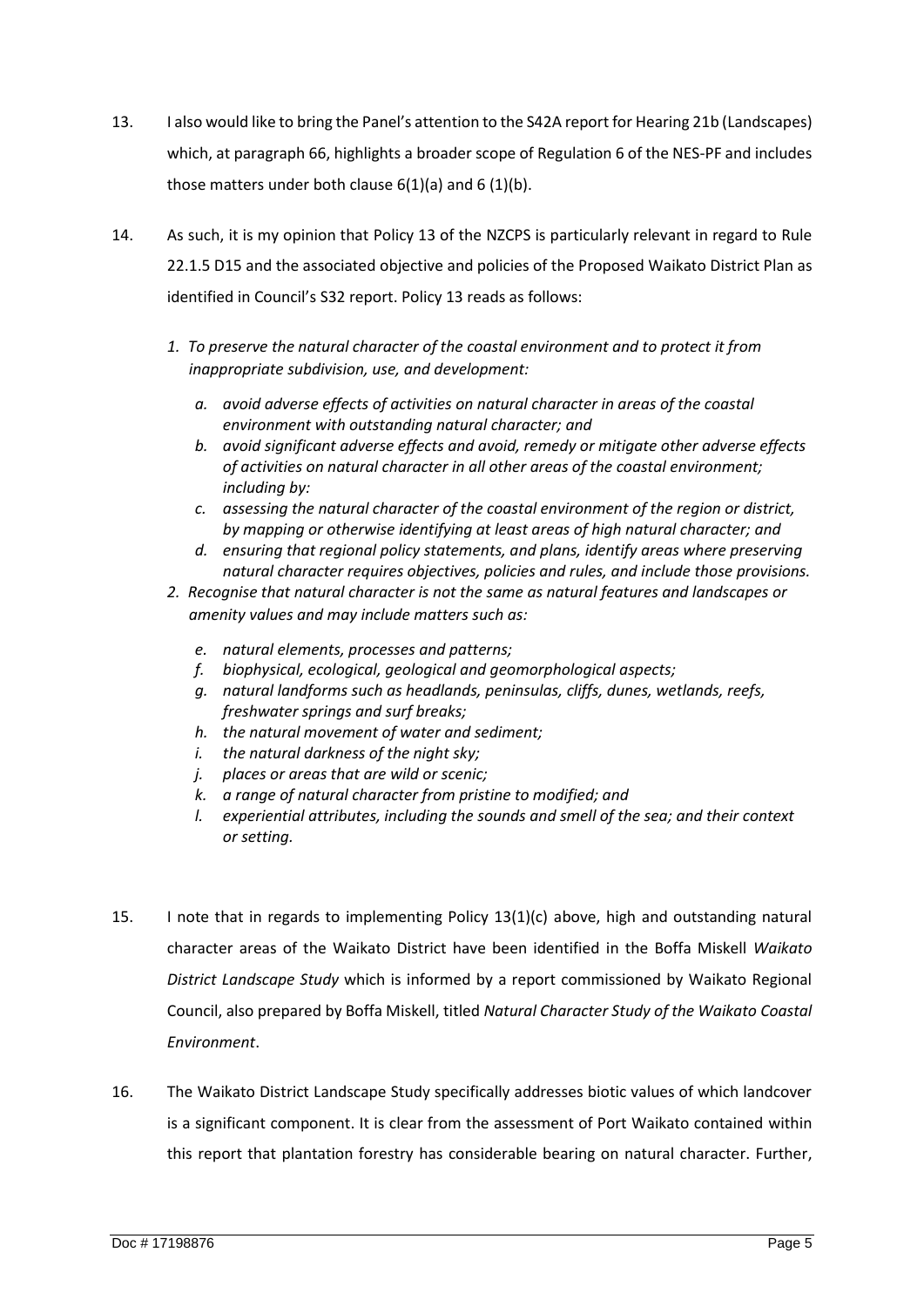13. I also would like to bring the Panel's attention to the S42A report for Hearing 21b (Landscapes) which, at paragraph 66, highlights a broader scope of Regulation 6 of the NES-PF and includes those matters under both clause 6(1)(a) and 6 (1)(b).

14. As such, it is my opinion that Policy 13 of the NZCPS is particularly relevant in regard to Rule 22.1.5 D15 and the associated objective and policies of the Proposed Waikato District Plan as identified in Council's S32 report. Policy 13 reads as follows:

    *1. To preserve the natural character of the coastal environment and to protect it from inappropriate subdivision, use, and development:*

    *a. avoid adverse effects of activities on natural character in areas of the coastal environment with outstanding natural character; and*
    *b. avoid significant adverse effects and avoid, remedy or mitigate other adverse effects of activities on natural character in all other areas of the coastal environment; including by:*
    *c. assessing the natural character of the coastal environment of the region or district, by mapping or otherwise identifying at least areas of high natural character; and*
    *d. ensuring that regional policy statements, and plans, identify areas where preserving natural character requires objectives, policies and rules, and include those provisions.*

    *2. Recognise that natural character is not the same as natural features and landscapes or amenity values and may include matters such as:*

    *e. natural elements, processes and patterns;*
    *f. biophysical, ecological, geological and geomorphological aspects;*
    *g. natural landforms such as headlands, peninsulas, cliffs, dunes, wetlands, reefs, freshwater springs and surf breaks;*
    *h. the natural movement of water and sediment;*
    *i. the natural darkness of the night sky;*
    *j. places or areas that are wild or scenic;*
    *k. a range of natural character from pristine to modified; and*
    *l. experiential attributes, including the sounds and smell of the sea; and their context or setting.*

15. I note that in regards to implementing Policy 13(1)(c) above, high and outstanding natural character areas of the Waikato District have been identified in the Boffa Miskell *Waikato District Landscape Study* which is informed by a report commissioned by Waikato Regional Council, also prepared by Boffa Miskell, titled *Natural Character Study of the Waikato Coastal Environment*.

16. The Waikato District Landscape Study specifically addresses biotic values of which landcover is a significant component. It is clear from the assessment of Port Waikato contained within this report that plantation forestry has considerable bearing on natural character. Further,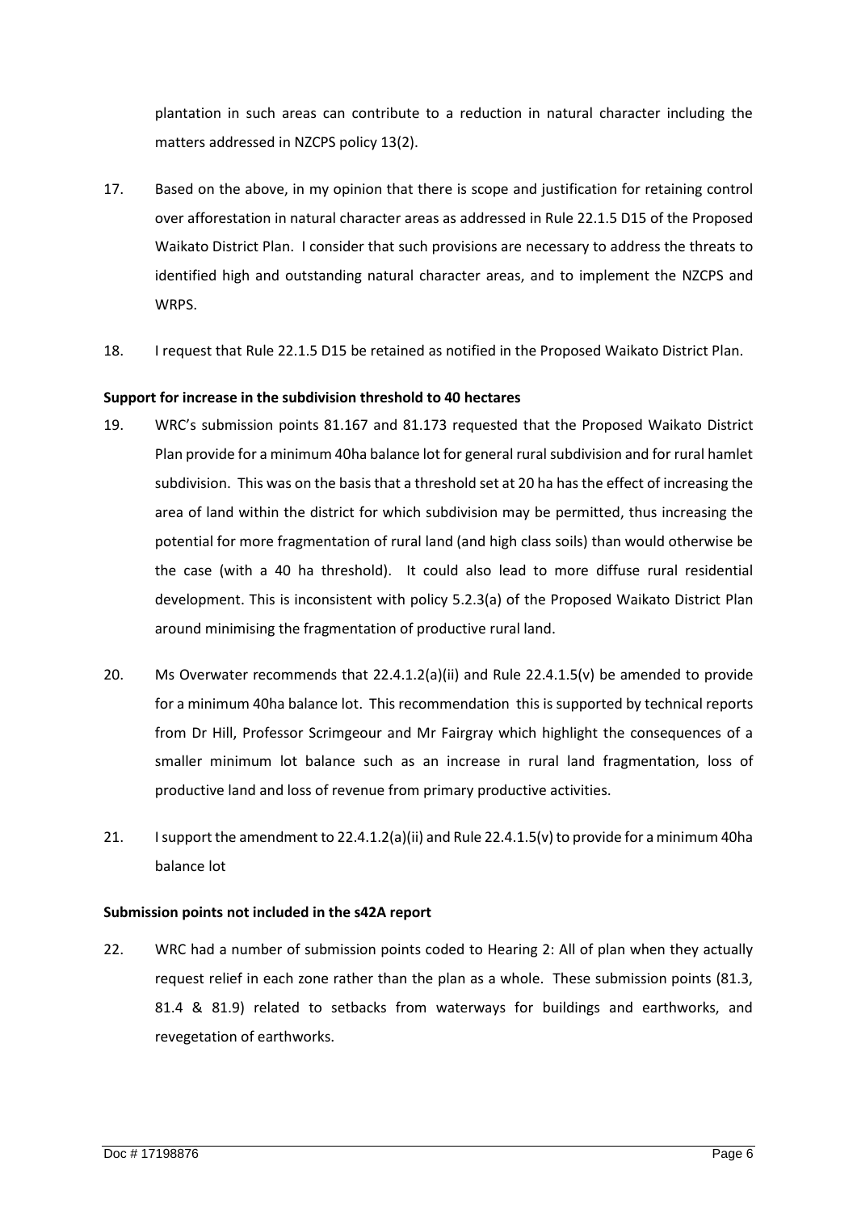plantation in such areas can contribute to a reduction in natural character including the matters addressed in NZCPS policy 13(2).

17. Based on the above, in my opinion that there is scope and justification for retaining control over afforestation in natural character areas as addressed in Rule 22.1.5 D15 of the Proposed Waikato District Plan. I consider that such provisions are necessary to address the threats to identified high and outstanding natural character areas, and to implement the NZCPS and WRPS.

18. I request that Rule 22.1.5 D15 be retained as notified in the Proposed Waikato District Plan.

**Support for increase in the subdivision threshold to 40 hectares**

19. WRC's submission points 81.167 and 81.173 requested that the Proposed Waikato District Plan provide for a minimum 40ha balance lot for general rural subdivision and for rural hamlet subdivision. This was on the basis that a threshold set at 20 ha has the effect of increasing the area of land within the district for which subdivision may be permitted, thus increasing the potential for more fragmentation of rural land (and high class soils) than would otherwise be the case (with a 40 ha threshold). It could also lead to more diffuse rural residential development. This is inconsistent with policy 5.2.3(a) of the Proposed Waikato District Plan around minimising the fragmentation of productive rural land.

20. Ms Overwater recommends that 22.4.1.2(a)(ii) and Rule 22.4.1.5(v) be amended to provide for a minimum 40ha balance lot. This recommendation this is supported by technical reports from Dr Hill, Professor Scrimgeour and Mr Fairgray which highlight the consequences of a smaller minimum lot balance such as an increase in rural land fragmentation, loss of productive land and loss of revenue from primary productive activities.

21. I support the amendment to 22.4.1.2(a)(ii) and Rule 22.4.1.5(v) to provide for a minimum 40ha balance lot

**Submission points not included in the s42A report**

22. WRC had a number of submission points coded to Hearing 2: All of plan when they actually request relief in each zone rather than the plan as a whole. These submission points (81.3, 81.4 & 81.9) related to setbacks from waterways for buildings and earthworks, and revegetation of earthworks.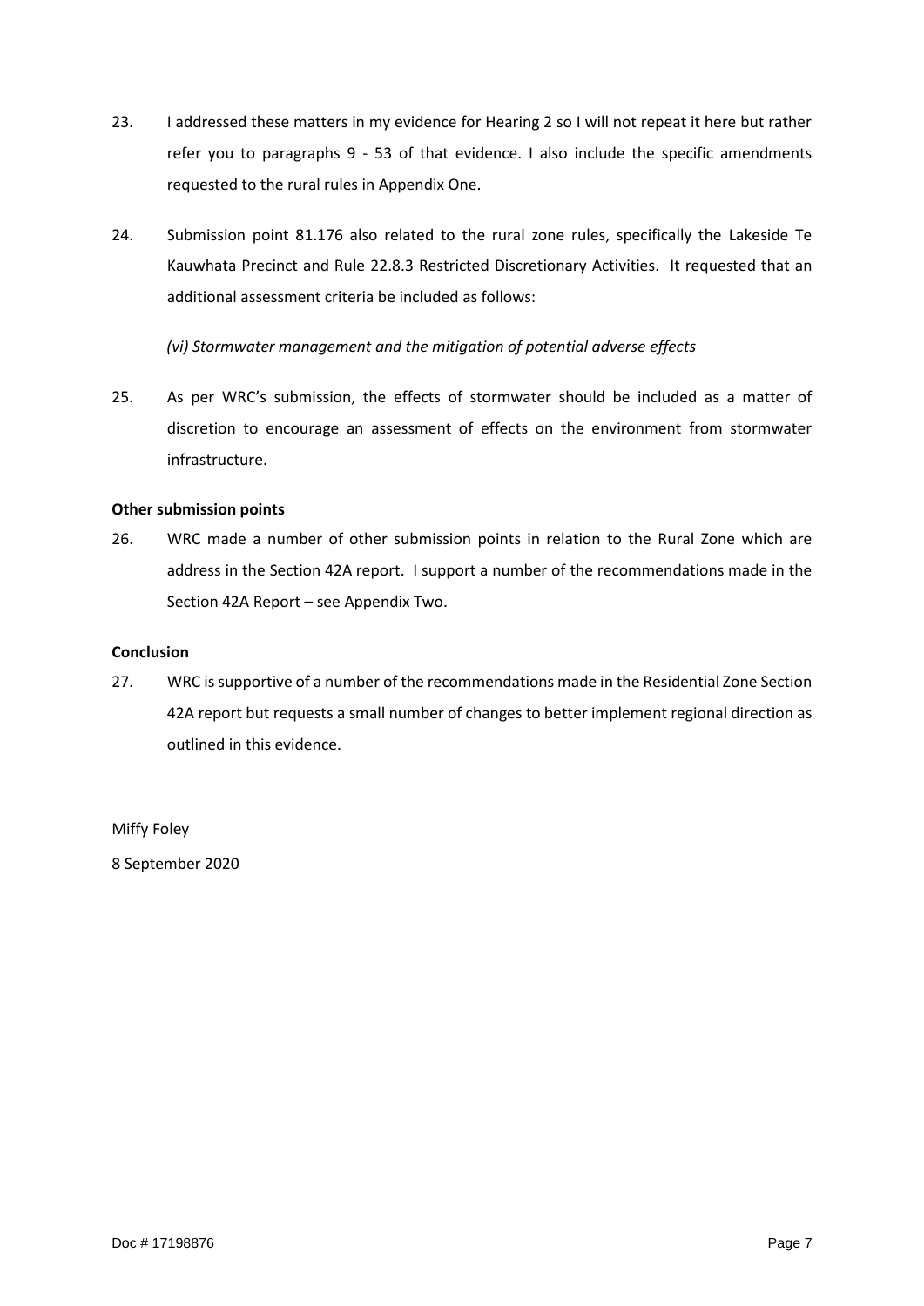23. I addressed these matters in my evidence for Hearing 2 so I will not repeat it here but rather refer you to paragraphs 9 - 53 of that evidence. I also include the specific amendments requested to the rural rules in Appendix One.

24. Submission point 81.176 also related to the rural zone rules, specifically the Lakeside Te Kauwhata Precinct and Rule 22.8.3 Restricted Discretionary Activities. It requested that an additional assessment criteria be included as follows:

    *(vi) Stormwater management and the mitigation of potential adverse effects*

25. As per WRC's submission, the effects of stormwater should be included as a matter of discretion to encourage an assessment of effects on the environment from stormwater infrastructure.

**Other submission points**

26. WRC made a number of other submission points in relation to the Rural Zone which are address in the Section 42A report. I support a number of the recommendations made in the Section 42A Report – see Appendix Two.

**Conclusion**

27. WRC is supportive of a number of the recommendations made in the Residential Zone Section 42A report but requests a small number of changes to better implement regional direction as outlined in this evidence.

Miffy Foley

8 September 2020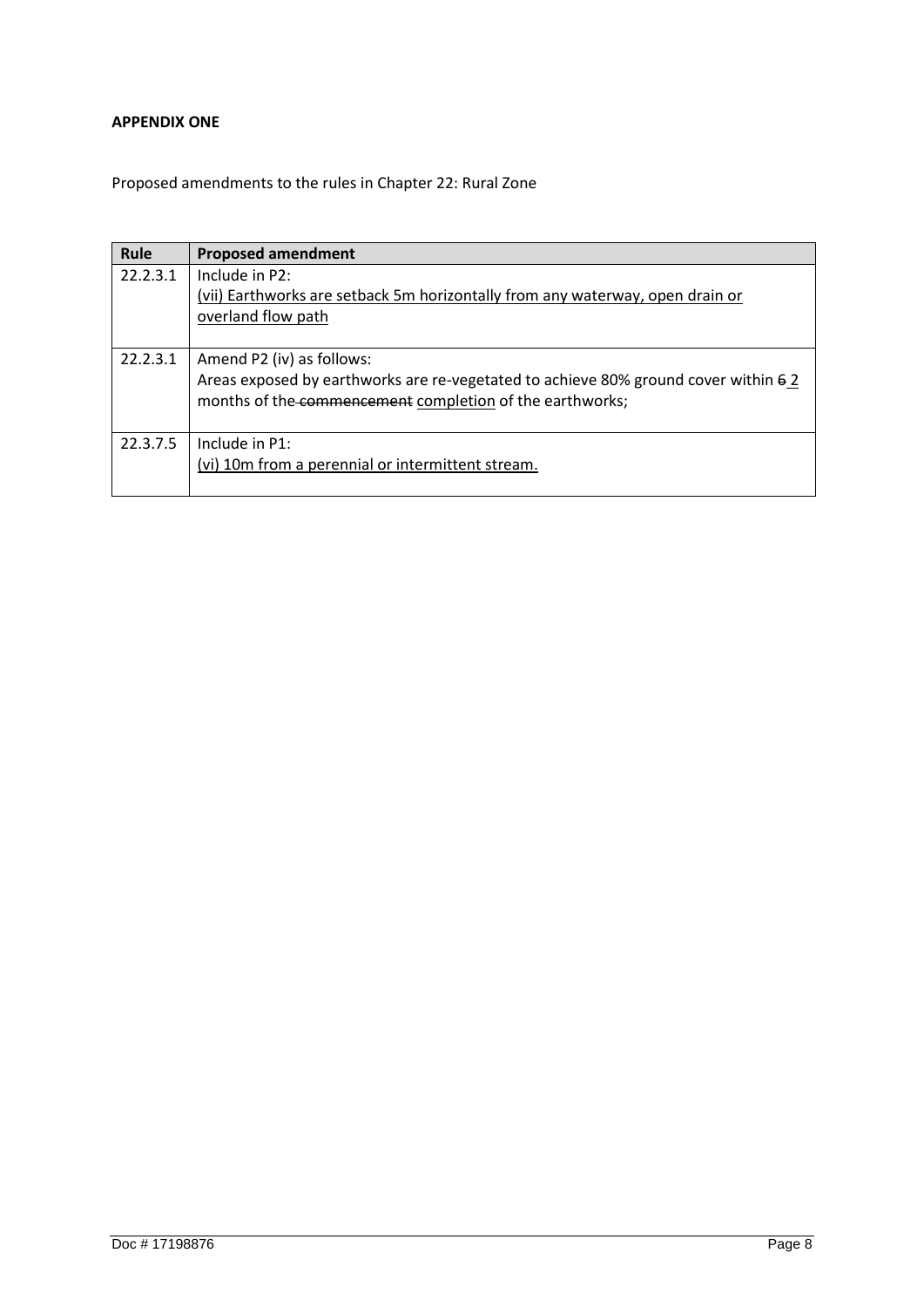**APPENDIX ONE**

Proposed amendments to the rules in Chapter 22: Rural Zone

| Rule | Proposed amendment |
|---|---|
| 22.2.3.1 | Include in P2:<br><u>(vii) Earthworks are setback 5m horizontally from any waterway, open drain or overland flow path</u> |
| 22.2.3.1 | Amend P2 (iv) as follows:<br>Areas exposed by earthworks are re-vegetated to achieve 80% ground cover within ~~6~~ <u>2</u> months of the ~~commencement~~ <u>completion</u> of the earthworks; |
| 22.3.7.5 | Include in P1:<br><u>(vi) 10m from a perennial or intermittent stream.</u> |

Doc # 17198876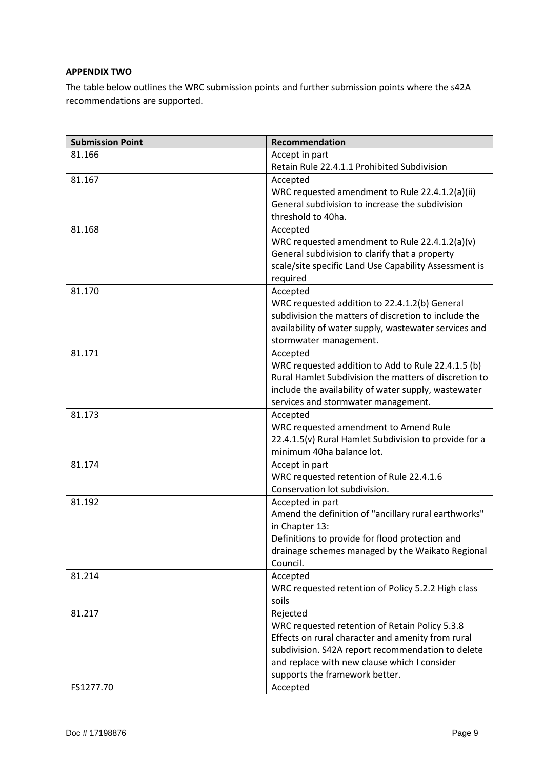**APPENDIX TWO**

The table below outlines the WRC submission points and further submission points where the s42A recommendations are supported.

| Submission Point | Recommendation |
|---|---|
| 81.166 | Accept in part<br>Retain Rule 22.4.1.1 Prohibited Subdivision |
| 81.167 | Accepted<br>WRC requested amendment to Rule 22.4.1.2(a)(ii) General subdivision to increase the subdivision threshold to 40ha. |
| 81.168 | Accepted<br>WRC requested amendment to Rule 22.4.1.2(a)(v) General subdivision to clarify that a property scale/site specific Land Use Capability Assessment is required |
| 81.170 | Accepted<br>WRC requested addition to 22.4.1.2(b) General subdivision the matters of discretion to include the availability of water supply, wastewater services and stormwater management. |
| 81.171 | Accepted<br>WRC requested addition to Add to Rule 22.4.1.5 (b) Rural Hamlet Subdivision the matters of discretion to include the availability of water supply, wastewater services and stormwater management. |
| 81.173 | Accepted<br>WRC requested amendment to Amend Rule 22.4.1.5(v) Rural Hamlet Subdivision to provide for a minimum 40ha balance lot. |
| 81.174 | Accept in part<br>WRC requested retention of Rule 22.4.1.6 Conservation lot subdivision. |
| 81.192 | Accepted in part<br>Amend the definition of "ancillary rural earthworks" in Chapter 13:<br>Definitions to provide for flood protection and drainage schemes managed by the Waikato Regional Council. |
| 81.214 | Accepted<br>WRC requested retention of Policy 5.2.2 High class soils |
| 81.217 | Rejected<br>WRC requested retention of Retain Policy 5.3.8 Effects on rural character and amenity from rural subdivision. S42A report recommendation to delete and replace with new clause which I consider supports the framework better. |
| FS1277.70 | Accepted |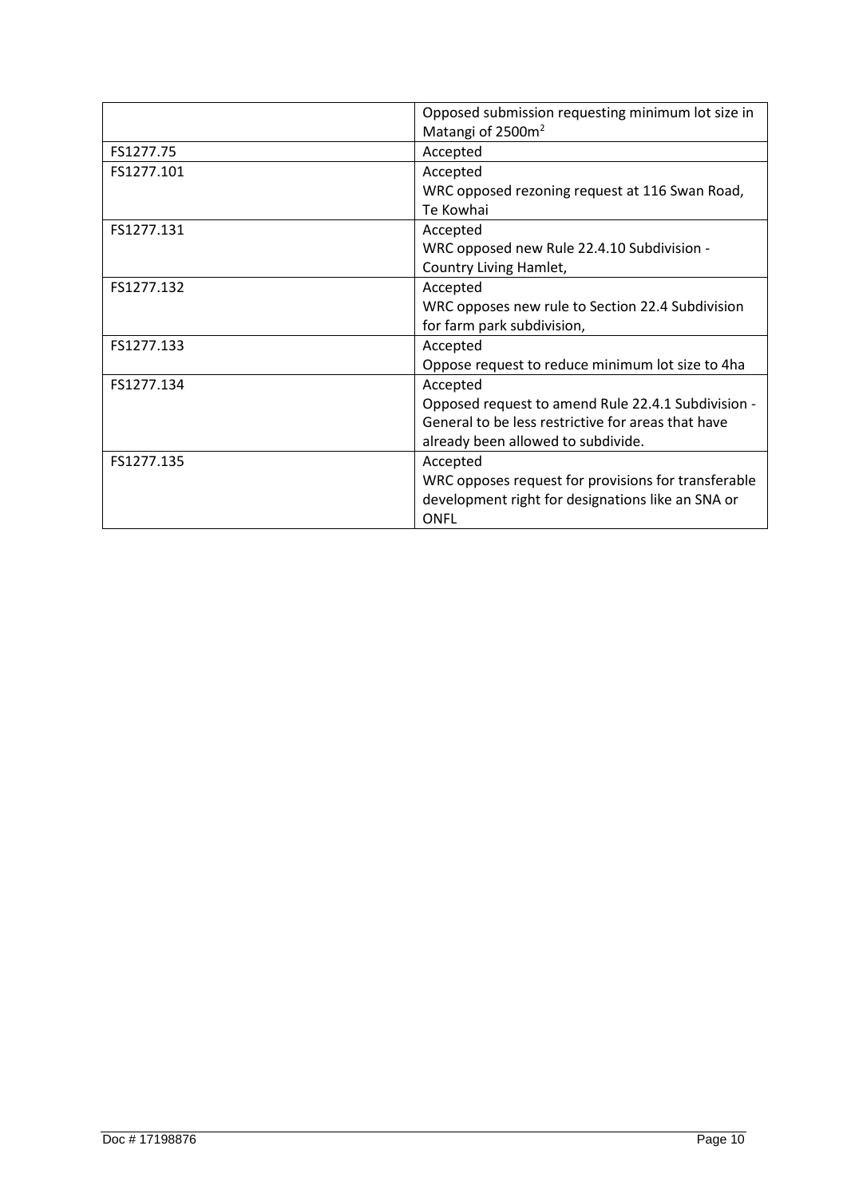| | |
|---|---|
| | Opposed submission requesting minimum lot size in Matangi of 2500m$^2$ |
| FS1277.75 | Accepted |
| FS1277.101 | Accepted<br>WRC opposed rezoning request at 116 Swan Road, Te Kowhai |
| FS1277.131 | Accepted<br>WRC opposed new Rule 22.4.10 Subdivision - Country Living Hamlet, |
| FS1277.132 | Accepted<br>WRC opposes new rule to Section 22.4 Subdivision for farm park subdivision, |
| FS1277.133 | Accepted<br>Oppose request to reduce minimum lot size to 4ha |
| FS1277.134 | Accepted<br>Opposed request to amend Rule 22.4.1 Subdivision - General to be less restrictive for areas that have already been allowed to subdivide. |
| FS1277.135 | Accepted<br>WRC opposes request for provisions for transferable development right for designations like an SNA or ONFL |